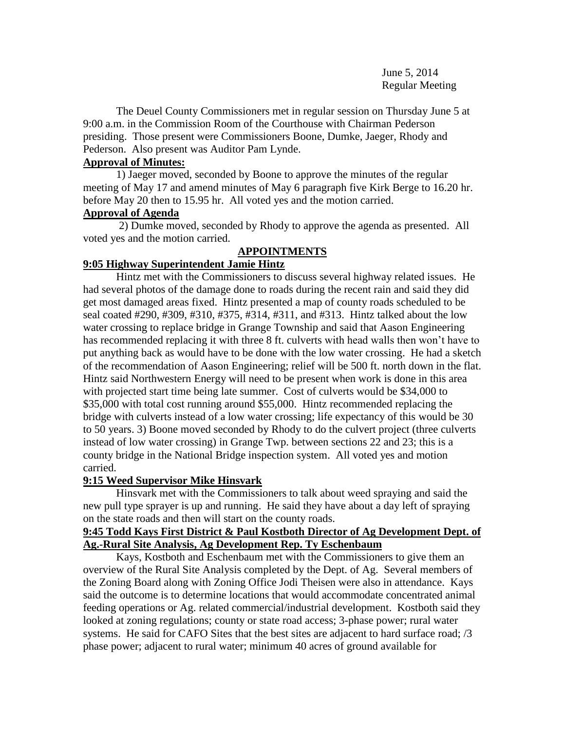June 5, 2014
Regular Meeting

The Deuel County Commissioners met in regular session on Thursday June 5 at 9:00 a.m. in the Commission Room of the Courthouse with Chairman Pederson presiding. Those present were Commissioners Boone, Dumke, Jaeger, Rhody and Pederson. Also present was Auditor Pam Lynde.

**Approval of Minutes:**

1) Jaeger moved, seconded by Boone to approve the minutes of the regular meeting of May 17 and amend minutes of May 6 paragraph five Kirk Berge to 16.20 hr. before May 20 then to 15.95 hr. All voted yes and the motion carried.

**Approval of Agenda**

2) Dumke moved, seconded by Rhody to approve the agenda as presented. All voted yes and the motion carried.

## APPOINTMENTS

**9:05 Highway Superintendent Jamie Hintz**

Hintz met with the Commissioners to discuss several highway related issues. He had several photos of the damage done to roads during the recent rain and said they did get most damaged areas fixed. Hintz presented a map of county roads scheduled to be seal coated #290, #309, #310, #375, #314, #311, and #313. Hintz talked about the low water crossing to replace bridge in Grange Township and said that Aason Engineering has recommended replacing it with three 8 ft. culverts with head walls then won't have to put anything back as would have to be done with the low water crossing. He had a sketch of the recommendation of Aason Engineering; relief will be 500 ft. north down in the flat. Hintz said Northwestern Energy will need to be present when work is done in this area with projected start time being late summer. Cost of culverts would be $34,000 to $35,000 with total cost running around $55,000. Hintz recommended replacing the bridge with culverts instead of a low water crossing; life expectancy of this would be 30 to 50 years. 3) Boone moved seconded by Rhody to do the culvert project (three culverts instead of low water crossing) in Grange Twp. between sections 22 and 23; this is a county bridge in the National Bridge inspection system. All voted yes and motion carried.

**9:15 Weed Supervisor Mike Hinsvark**

Hinsvark met with the Commissioners to talk about weed spraying and said the new pull type sprayer is up and running. He said they have about a day left of spraying on the state roads and then will start on the county roads.

**9:45 Todd Kays First District & Paul Kostboth Director of Ag Development Dept. of Ag.-Rural Site Analysis, Ag Development Rep. Ty Eschenbaum**

Kays, Kostboth and Eschenbaum met with the Commissioners to give them an overview of the Rural Site Analysis completed by the Dept. of Ag. Several members of the Zoning Board along with Zoning Office Jodi Theisen were also in attendance. Kays said the outcome is to determine locations that would accommodate concentrated animal feeding operations or Ag. related commercial/industrial development. Kostboth said they looked at zoning regulations; county or state road access; 3-phase power; rural water systems. He said for CAFO Sites that the best sites are adjacent to hard surface road; /3 phase power; adjacent to rural water; minimum 40 acres of ground available for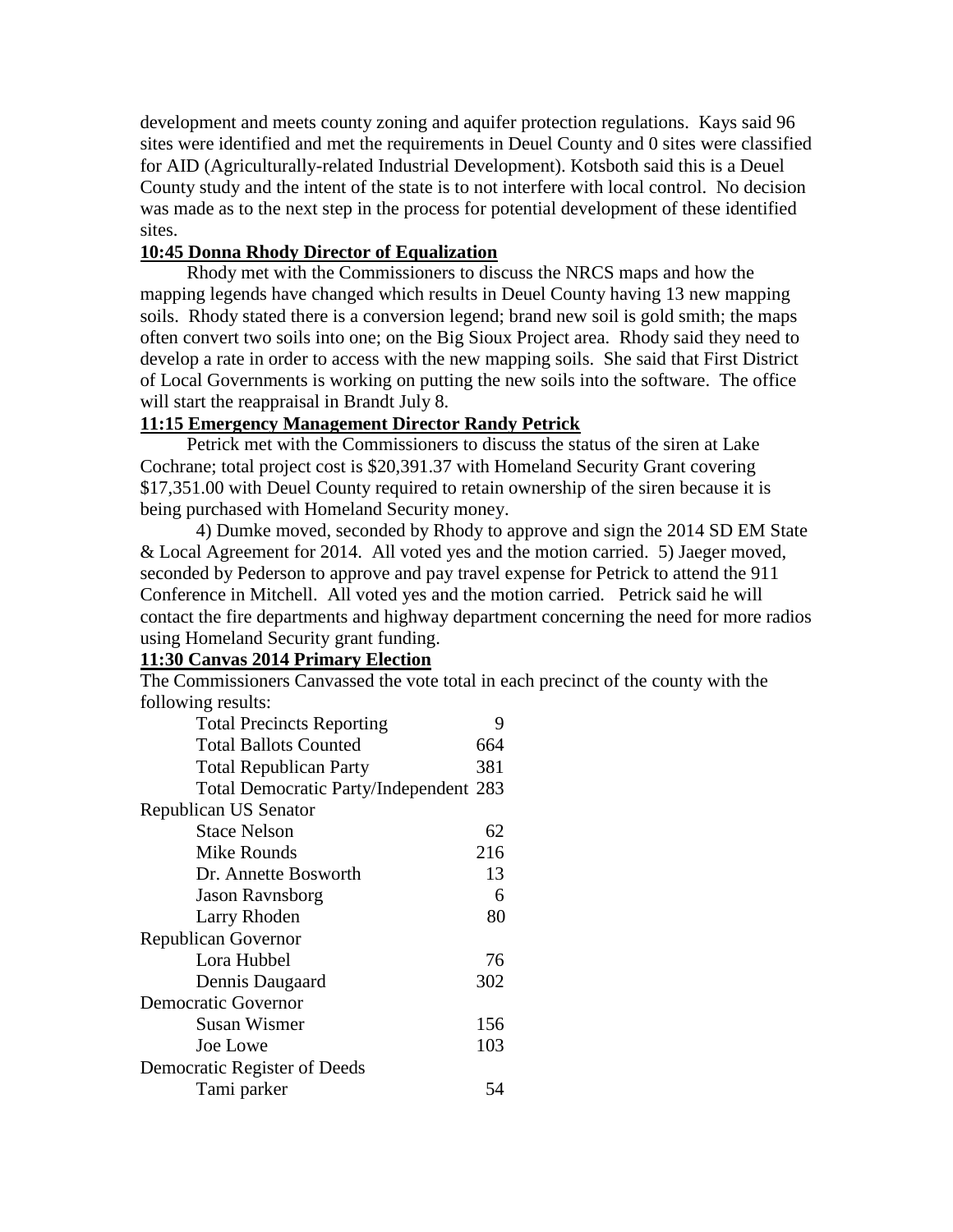development and meets county zoning and aquifer protection regulations. Kays said 96 sites were identified and met the requirements in Deuel County and 0 sites were classified for AID (Agriculturally-related Industrial Development). Kotsboth said this is a Deuel County study and the intent of the state is to not interfere with local control. No decision was made as to the next step in the process for potential development of these identified sites.

**10:45 Donna Rhody Director of Equalization**

Rhody met with the Commissioners to discuss the NRCS maps and how the mapping legends have changed which results in Deuel County having 13 new mapping soils. Rhody stated there is a conversion legend; brand new soil is gold smith; the maps often convert two soils into one; on the Big Sioux Project area. Rhody said they need to develop a rate in order to access with the new mapping soils. She said that First District of Local Governments is working on putting the new soils into the software. The office will start the reappraisal in Brandt July 8.

**11:15 Emergency Management Director Randy Petrick**

Petrick met with the Commissioners to discuss the status of the siren at Lake Cochrane; total project cost is $20,391.37 with Homeland Security Grant covering $17,351.00 with Deuel County required to retain ownership of the siren because it is being purchased with Homeland Security money.

4) Dumke moved, seconded by Rhody to approve and sign the 2014 SD EM State & Local Agreement for 2014. All voted yes and the motion carried. 5) Jaeger moved, seconded by Pederson to approve and pay travel expense for Petrick to attend the 911 Conference in Mitchell. All voted yes and the motion carried. Petrick said he will contact the fire departments and highway department concerning the need for more radios using Homeland Security grant funding.

**11:30 Canvas 2014 Primary Election**

The Commissioners Canvassed the vote total in each precinct of the county with the following results:

| | |
|---|---|
| Total Precincts Reporting | 9 |
| Total Ballots Counted | 664 |
| Total Republican Party | 381 |
| Total Democratic Party/Independent | 283 |
| **Republican US Senator** | |
| Stace Nelson | 62 |
| Mike Rounds | 216 |
| Dr. Annette Bosworth | 13 |
| Jason Ravnsborg | 6 |
| Larry Rhoden | 80 |
| **Republican Governor** | |
| Lora Hubbel | 76 |
| Dennis Daugaard | 302 |
| **Democratic Governor** | |
| Susan Wismer | 156 |
| Joe Lowe | 103 |
| **Democratic Register of Deeds** | |
| Tami parker | 54 |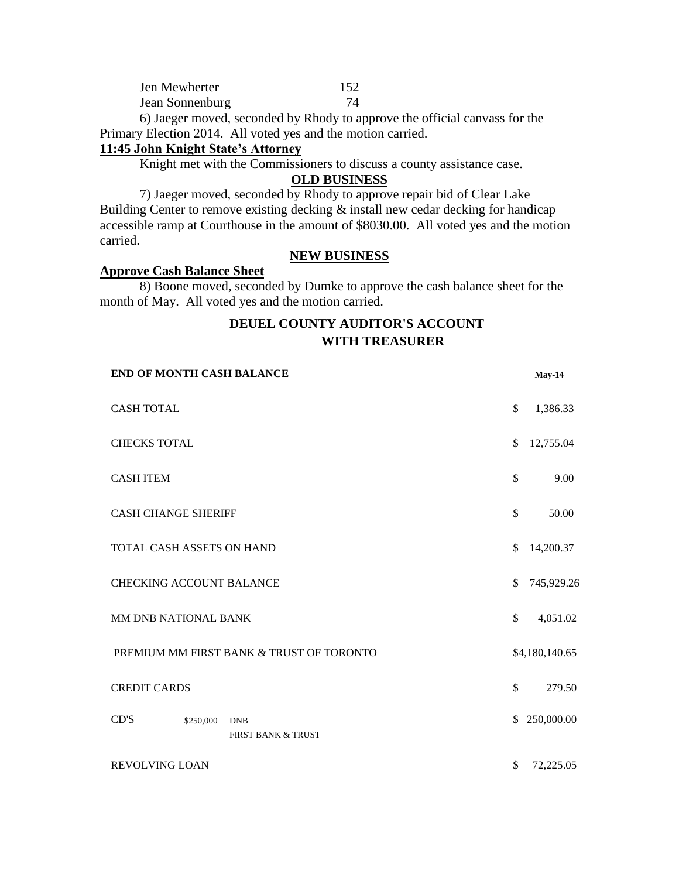| | |
|---|---|
| Jen Mewherter | 152 |
| Jean Sonnenburg | 74 |

6) Jaeger moved, seconded by Rhody to approve the official canvass for the Primary Election 2014. All voted yes and the motion carried.

**11:45 John Knight State's Attorney**

Knight met with the Commissioners to discuss a county assistance case.

**OLD BUSINESS**

7) Jaeger moved, seconded by Rhody to approve repair bid of Clear Lake Building Center to remove existing decking & install new cedar decking for handicap accessible ramp at Courthouse in the amount of $8030.00. All voted yes and the motion carried.

**NEW BUSINESS**

**Approve Cash Balance Sheet**

8) Boone moved, seconded by Dumke to approve the cash balance sheet for the month of May. All voted yes and the motion carried.

## DEUEL COUNTY AUDITOR'S ACCOUNT WITH TREASURER

| **END OF MONTH CASH BALANCE** | | | **May-14** |
|---|---|---|---|
| CASH TOTAL | | | $ 1,386.33 |
| CHECKS TOTAL | | | $ 12,755.04 |
| CASH ITEM | | | $ 9.00 |
| CASH CHANGE SHERIFF | | | $ 50.00 |
| TOTAL CASH ASSETS ON HAND | | | $ 14,200.37 |
| CHECKING ACCOUNT BALANCE | | | $ 745,929.26 |
| MM DNB NATIONAL BANK | | | $ 4,051.02 |
| PREMIUM MM FIRST BANK & TRUST OF TORONTO | | | $4,180,140.65 |
| CREDIT CARDS | | | $ 279.50 |
| CD'S | $250,000 | DNB<br>FIRST BANK & TRUST | $ 250,000.00 |
| REVOLVING LOAN | | | $ 72,225.05 |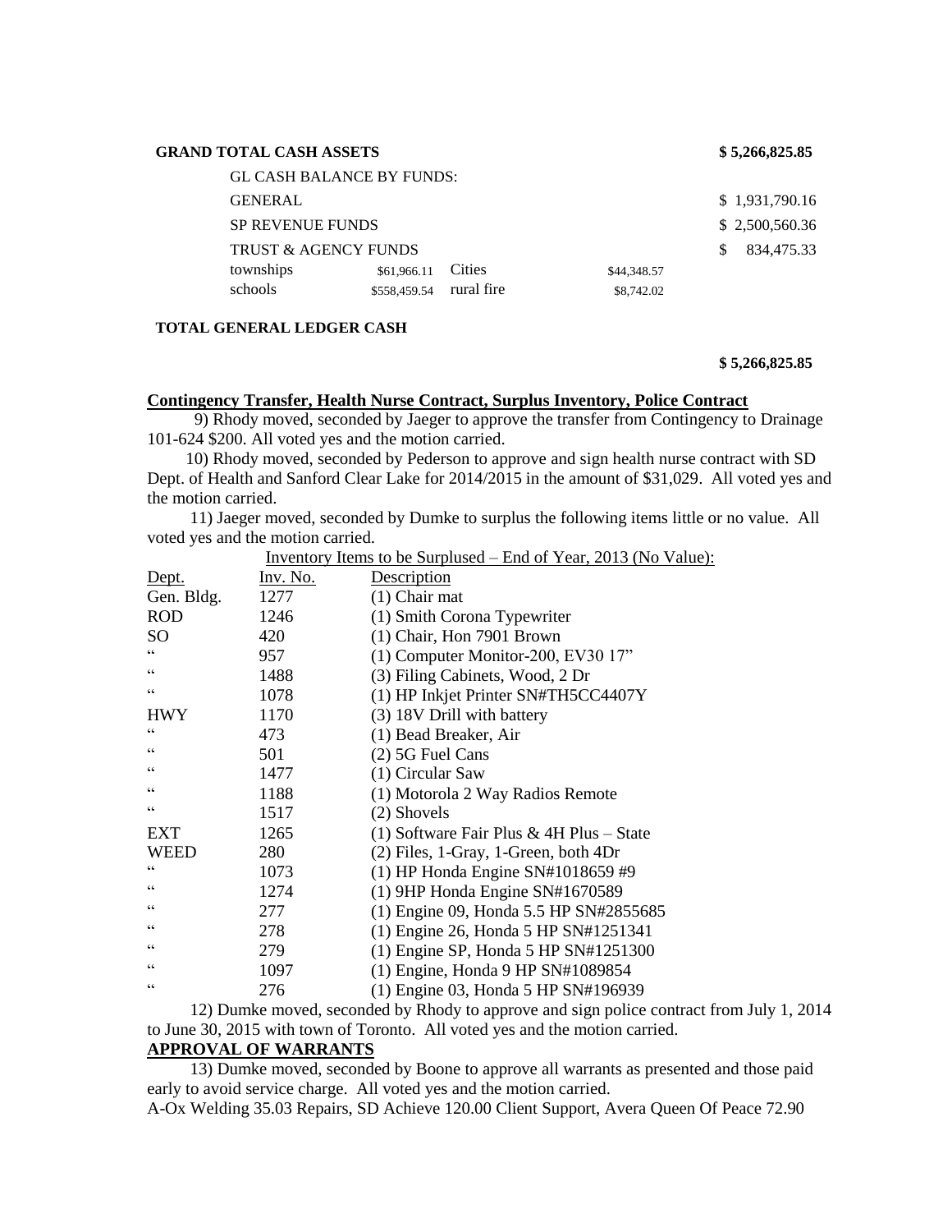| **GRAND TOTAL CASH ASSETS** | | | | **$ 5,266,825.85** |
|---|---|---|---|---|
| GL CASH BALANCE BY FUNDS: | | | | |
| GENERAL | | | | $ 1,931,790.16 |
| SP REVENUE FUNDS | | | | $ 2,500,560.36 |
| TRUST & AGENCY FUNDS | | | | $ 834,475.33 |
| townships | $61,966.11 | Cities | $44,348.57 | |
| schools | $558,459.54 | rural fire | $8,742.02 | |
| **TOTAL GENERAL LEDGER CASH** | | | | **$ 5,266,825.85** |

**Contingency Transfer, Health Nurse Contract, Surplus Inventory, Police Contract**

9) Rhody moved, seconded by Jaeger to approve the transfer from Contingency to Drainage 101-624 $200. All voted yes and the motion carried.

10) Rhody moved, seconded by Pederson to approve and sign health nurse contract with SD Dept. of Health and Sanford Clear Lake for 2014/2015 in the amount of $31,029. All voted yes and the motion carried.

11) Jaeger moved, seconded by Dumke to surplus the following items little or no value. All voted yes and the motion carried.

Inventory Items to be Surplused – End of Year, 2013 (No Value):

| Dept. | Inv. No. | Description |
|---|---|---|
| Gen. Bldg. | 1277 | (1) Chair mat |
| ROD | 1246 | (1) Smith Corona Typewriter |
| SO | 420 | (1) Chair, Hon 7901 Brown |
| " | 957 | (1) Computer Monitor-200, EV30 17" |
| " | 1488 | (3) Filing Cabinets, Wood, 2 Dr |
| " | 1078 | (1) HP Inkjet Printer SN#TH5CC4407Y |
| HWY | 1170 | (3) 18V Drill with battery |
| " | 473 | (1) Bead Breaker, Air |
| " | 501 | (2) 5G Fuel Cans |
| " | 1477 | (1) Circular Saw |
| " | 1188 | (1) Motorola 2 Way Radios Remote |
| " | 1517 | (2) Shovels |
| EXT | 1265 | (1) Software Fair Plus & 4H Plus – State |
| WEED | 280 | (2) Files, 1-Gray, 1-Green, both 4Dr |
| " | 1073 | (1) HP Honda Engine SN#1018659 #9 |
| " | 1274 | (1) 9HP Honda Engine SN#1670589 |
| " | 277 | (1) Engine 09, Honda 5.5 HP SN#2855685 |
| " | 278 | (1) Engine 26, Honda 5 HP SN#1251341 |
| " | 279 | (1) Engine SP, Honda 5 HP SN#1251300 |
| " | 1097 | (1) Engine, Honda 9 HP SN#1089854 |
| " | 276 | (1) Engine 03, Honda 5 HP SN#196939 |

12) Dumke moved, seconded by Rhody to approve and sign police contract from July 1, 2014 to June 30, 2015 with town of Toronto. All voted yes and the motion carried.

**APPROVAL OF WARRANTS**

13) Dumke moved, seconded by Boone to approve all warrants as presented and those paid early to avoid service charge. All voted yes and the motion carried.

A-Ox Welding 35.03 Repairs, SD Achieve 120.00 Client Support, Avera Queen Of Peace 72.90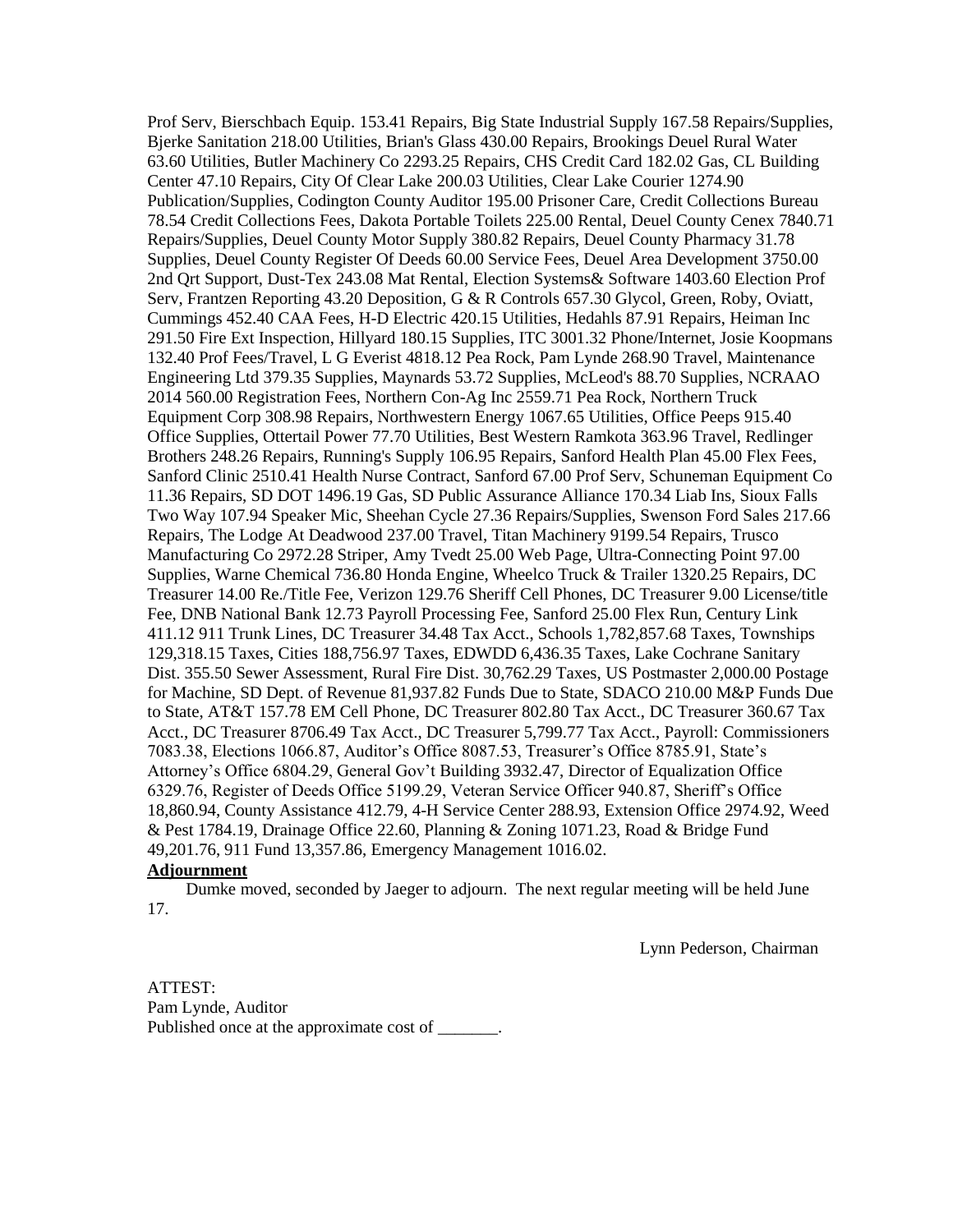Prof Serv, Bierschbach Equip. 153.41 Repairs, Big State Industrial Supply 167.58 Repairs/Supplies, Bjerke Sanitation 218.00 Utilities, Brian's Glass 430.00 Repairs, Brookings Deuel Rural Water 63.60 Utilities, Butler Machinery Co 2293.25 Repairs, CHS Credit Card 182.02 Gas, CL Building Center 47.10 Repairs, City Of Clear Lake 200.03 Utilities, Clear Lake Courier 1274.90 Publication/Supplies, Codington County Auditor 195.00 Prisoner Care, Credit Collections Bureau 78.54 Credit Collections Fees, Dakota Portable Toilets 225.00 Rental, Deuel County Cenex 7840.71 Repairs/Supplies, Deuel County Motor Supply 380.82 Repairs, Deuel County Pharmacy 31.78 Supplies, Deuel County Register Of Deeds 60.00 Service Fees, Deuel Area Development 3750.00 2nd Qrt Support, Dust-Tex 243.08 Mat Rental, Election Systems& Software 1403.60 Election Prof Serv, Frantzen Reporting 43.20 Deposition, G & R Controls 657.30 Glycol, Green, Roby, Oviatt, Cummings 452.40 CAA Fees, H-D Electric 420.15 Utilities, Hedahls 87.91 Repairs, Heiman Inc 291.50 Fire Ext Inspection, Hillyard 180.15 Supplies, ITC 3001.32 Phone/Internet, Josie Koopmans 132.40 Prof Fees/Travel, L G Everist 4818.12 Pea Rock, Pam Lynde 268.90 Travel, Maintenance Engineering Ltd 379.35 Supplies, Maynards 53.72 Supplies, McLeod's 88.70 Supplies, NCRAAO 2014 560.00 Registration Fees, Northern Con-Ag Inc 2559.71 Pea Rock, Northern Truck Equipment Corp 308.98 Repairs, Northwestern Energy 1067.65 Utilities, Office Peeps 915.40 Office Supplies, Ottertail Power 77.70 Utilities, Best Western Ramkota 363.96 Travel, Redlinger Brothers 248.26 Repairs, Running's Supply 106.95 Repairs, Sanford Health Plan 45.00 Flex Fees, Sanford Clinic 2510.41 Health Nurse Contract, Sanford 67.00 Prof Serv, Schuneman Equipment Co 11.36 Repairs, SD DOT 1496.19 Gas, SD Public Assurance Alliance 170.34 Liab Ins, Sioux Falls Two Way 107.94 Speaker Mic, Sheehan Cycle 27.36 Repairs/Supplies, Swenson Ford Sales 217.66 Repairs, The Lodge At Deadwood 237.00 Travel, Titan Machinery 9199.54 Repairs, Trusco Manufacturing Co 2972.28 Striper, Amy Tvedt 25.00 Web Page, Ultra-Connecting Point 97.00 Supplies, Warne Chemical 736.80 Honda Engine, Wheelco Truck & Trailer 1320.25 Repairs, DC Treasurer 14.00 Re./Title Fee, Verizon 129.76 Sheriff Cell Phones, DC Treasurer 9.00 License/title Fee, DNB National Bank 12.73 Payroll Processing Fee, Sanford 25.00 Flex Run, Century Link 411.12 911 Trunk Lines, DC Treasurer 34.48 Tax Acct., Schools 1,782,857.68 Taxes, Townships 129,318.15 Taxes, Cities 188,756.97 Taxes, EDWDD 6,436.35 Taxes, Lake Cochrane Sanitary Dist. 355.50 Sewer Assessment, Rural Fire Dist. 30,762.29 Taxes, US Postmaster 2,000.00 Postage for Machine, SD Dept. of Revenue 81,937.82 Funds Due to State, SDACO 210.00 M&P Funds Due to State, AT&T 157.78 EM Cell Phone, DC Treasurer 802.80 Tax Acct., DC Treasurer 360.67 Tax Acct., DC Treasurer 8706.49 Tax Acct., DC Treasurer 5,799.77 Tax Acct., Payroll: Commissioners 7083.38, Elections 1066.87, Auditor's Office 8087.53, Treasurer's Office 8785.91, State's Attorney's Office 6804.29, General Gov't Building 3932.47, Director of Equalization Office 6329.76, Register of Deeds Office 5199.29, Veteran Service Officer 940.87, Sheriff's Office 18,860.94, County Assistance 412.79, 4-H Service Center 288.93, Extension Office 2974.92, Weed & Pest 1784.19, Drainage Office 22.60, Planning & Zoning 1071.23, Road & Bridge Fund 49,201.76, 911 Fund 13,357.86, Emergency Management 1016.02.

**Adjournment**

Dumke moved, seconded by Jaeger to adjourn. The next regular meeting will be held June 17.

Lynn Pederson, Chairman

ATTEST:
Pam Lynde, Auditor
Published once at the approximate cost of _______.